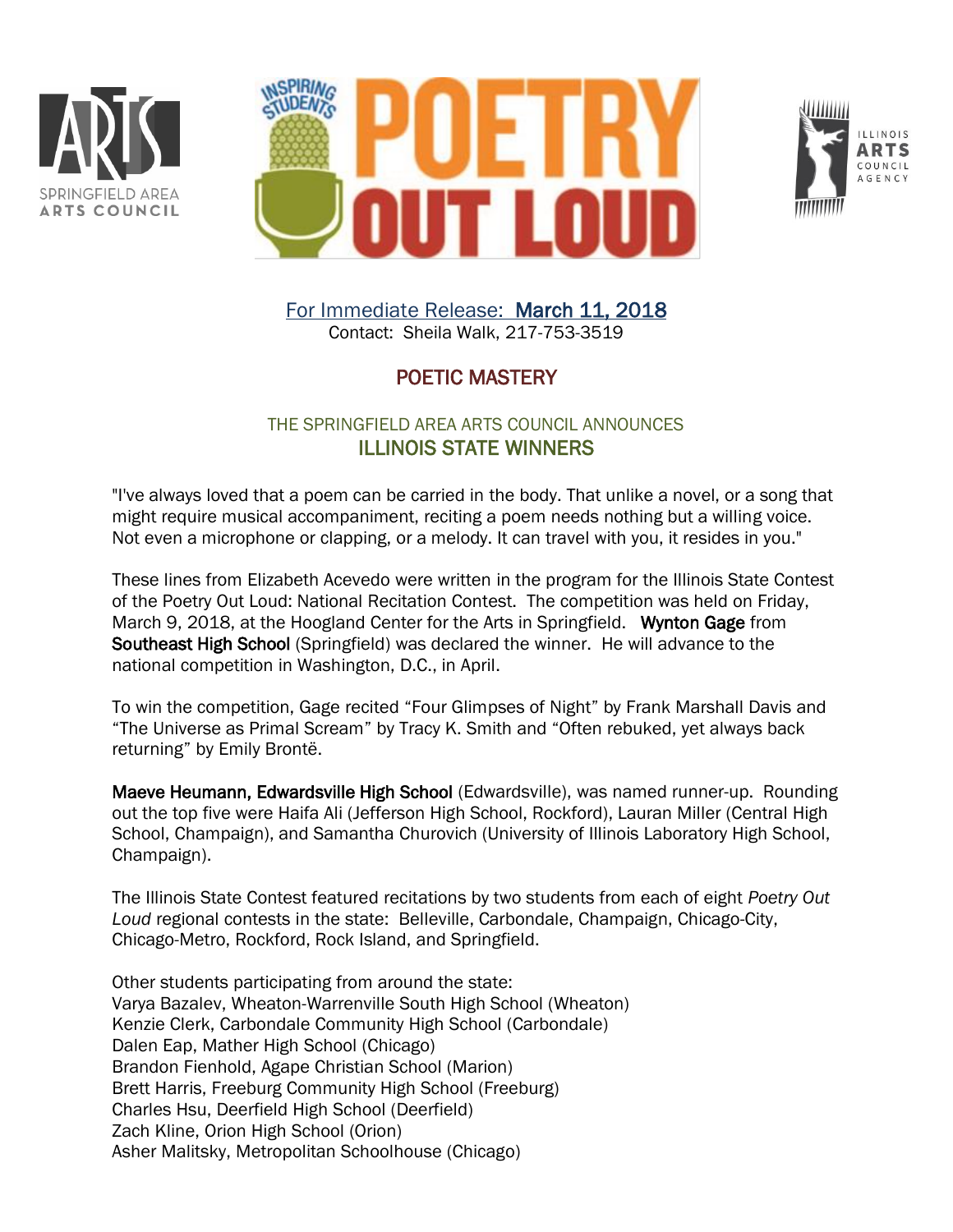For Immediate Release: **March 11, 2018**
Contact: Sheila Walk, 217-753-3519

## POETIC MASTERY

### THE SPRINGFIELD AREA ARTS COUNCIL ANNOUNCES
### ILLINOIS STATE WINNERS

"I've always loved that a poem can be carried in the body. That unlike a novel, or a song that might require musical accompaniment, reciting a poem needs nothing but a willing voice. Not even a microphone or clapping, or a melody. It can travel with you, it resides in you."

These lines from Elizabeth Acevedo were written in the program for the Illinois State Contest of the Poetry Out Loud: National Recitation Contest. The competition was held on Friday, March 9, 2018, at the Hoogland Center for the Arts in Springfield. **Wynton Gage** from **Southeast High School** (Springfield) was declared the winner. He will advance to the national competition in Washington, D.C., in April.

To win the competition, Gage recited "Four Glimpses of Night" by Frank Marshall Davis and "The Universe as Primal Scream" by Tracy K. Smith and "Often rebuked, yet always back returning" by Emily Brontë.

**Maeve Heumann, Edwardsville High School** (Edwardsville), was named runner-up. Rounding out the top five were Haifa Ali (Jefferson High School, Rockford), Lauran Miller (Central High School, Champaign), and Samantha Churovich (University of Illinois Laboratory High School, Champaign).

The Illinois State Contest featured recitations by two students from each of eight *Poetry Out Loud* regional contests in the state: Belleville, Carbondale, Champaign, Chicago-City, Chicago-Metro, Rockford, Rock Island, and Springfield.

Other students participating from around the state:
Varya Bazalev, Wheaton-Warrenville South High School (Wheaton)
Kenzie Clerk, Carbondale Community High School (Carbondale)
Dalen Eap, Mather High School (Chicago)
Brandon Fienhold, Agape Christian School (Marion)
Brett Harris, Freeburg Community High School (Freeburg)
Charles Hsu, Deerfield High School (Deerfield)
Zach Kline, Orion High School (Orion)
Asher Malitsky, Metropolitan Schoolhouse (Chicago)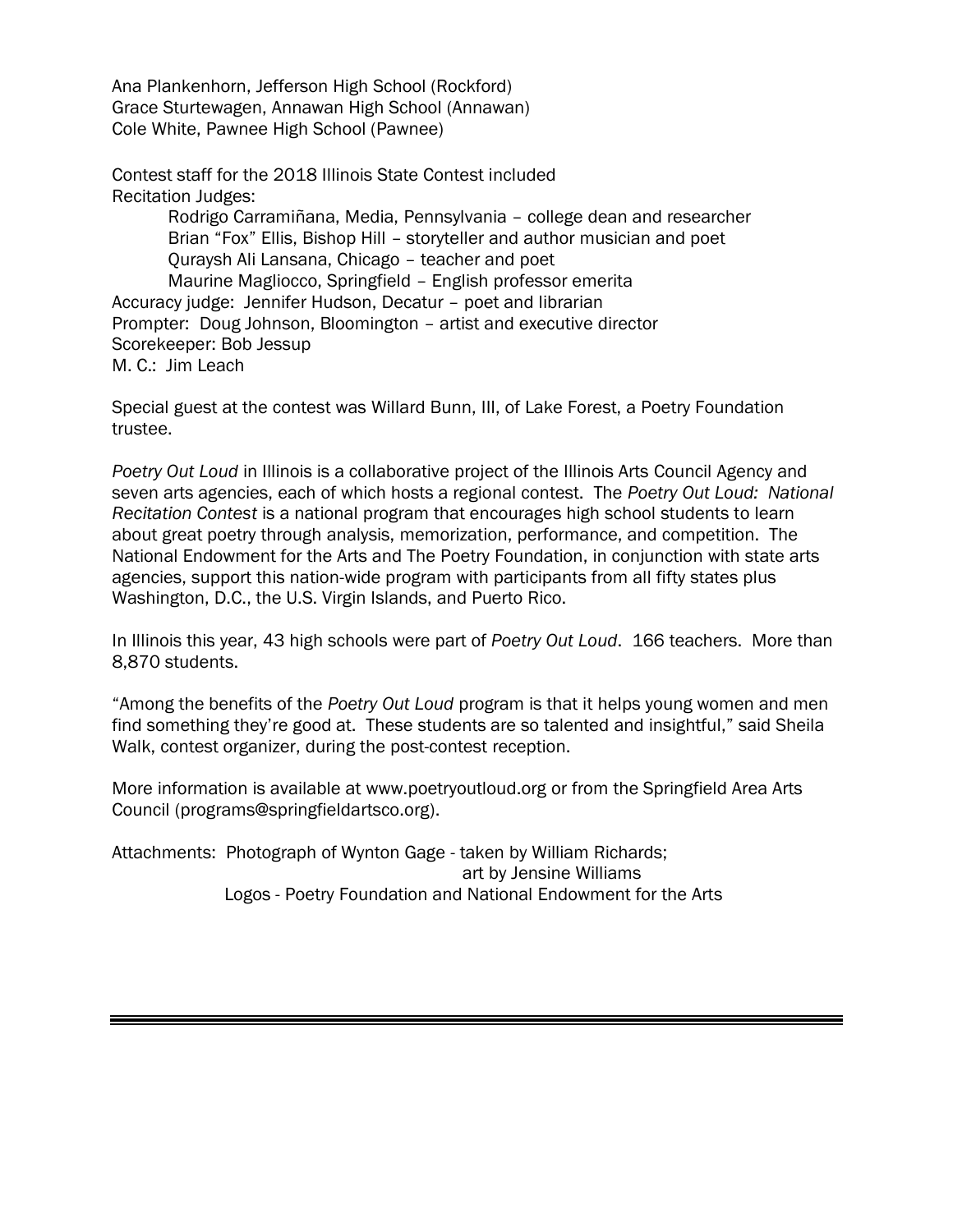Ana Plankenhorn, Jefferson High School (Rockford)
Grace Sturtewagen, Annawan High School (Annawan)
Cole White, Pawnee High School (Pawnee)

Contest staff for the 2018 Illinois State Contest included
Recitation Judges:

Rodrigo Carramiñana, Media, Pennsylvania – college dean and researcher
Brian "Fox" Ellis, Bishop Hill – storyteller and author musician and poet
Quraysh Ali Lansana, Chicago – teacher and poet
Maurine Magliocco, Springfield – English professor emerita

Accuracy judge: Jennifer Hudson, Decatur – poet and librarian
Prompter: Doug Johnson, Bloomington – artist and executive director
Scorekeeper: Bob Jessup
M. C.: Jim Leach

Special guest at the contest was Willard Bunn, III, of Lake Forest, a Poetry Foundation trustee.

*Poetry Out Loud* in Illinois is a collaborative project of the Illinois Arts Council Agency and seven arts agencies, each of which hosts a regional contest. The *Poetry Out Loud: National Recitation Contest* is a national program that encourages high school students to learn about great poetry through analysis, memorization, performance, and competition. The National Endowment for the Arts and The Poetry Foundation, in conjunction with state arts agencies, support this nation-wide program with participants from all fifty states plus Washington, D.C., the U.S. Virgin Islands, and Puerto Rico.

In Illinois this year, 43 high schools were part of *Poetry Out Loud*. 166 teachers. More than 8,870 students.

"Among the benefits of the *Poetry Out Loud* program is that it helps young women and men find something they're good at. These students are so talented and insightful," said Sheila Walk, contest organizer, during the post-contest reception.

More information is available at www.poetryoutloud.org or from the Springfield Area Arts Council (programs@springfieldartsco.org).

Attachments: Photograph of Wynton Gage - taken by William Richards;
art by Jensine Williams
Logos - Poetry Foundation and National Endowment for the Arts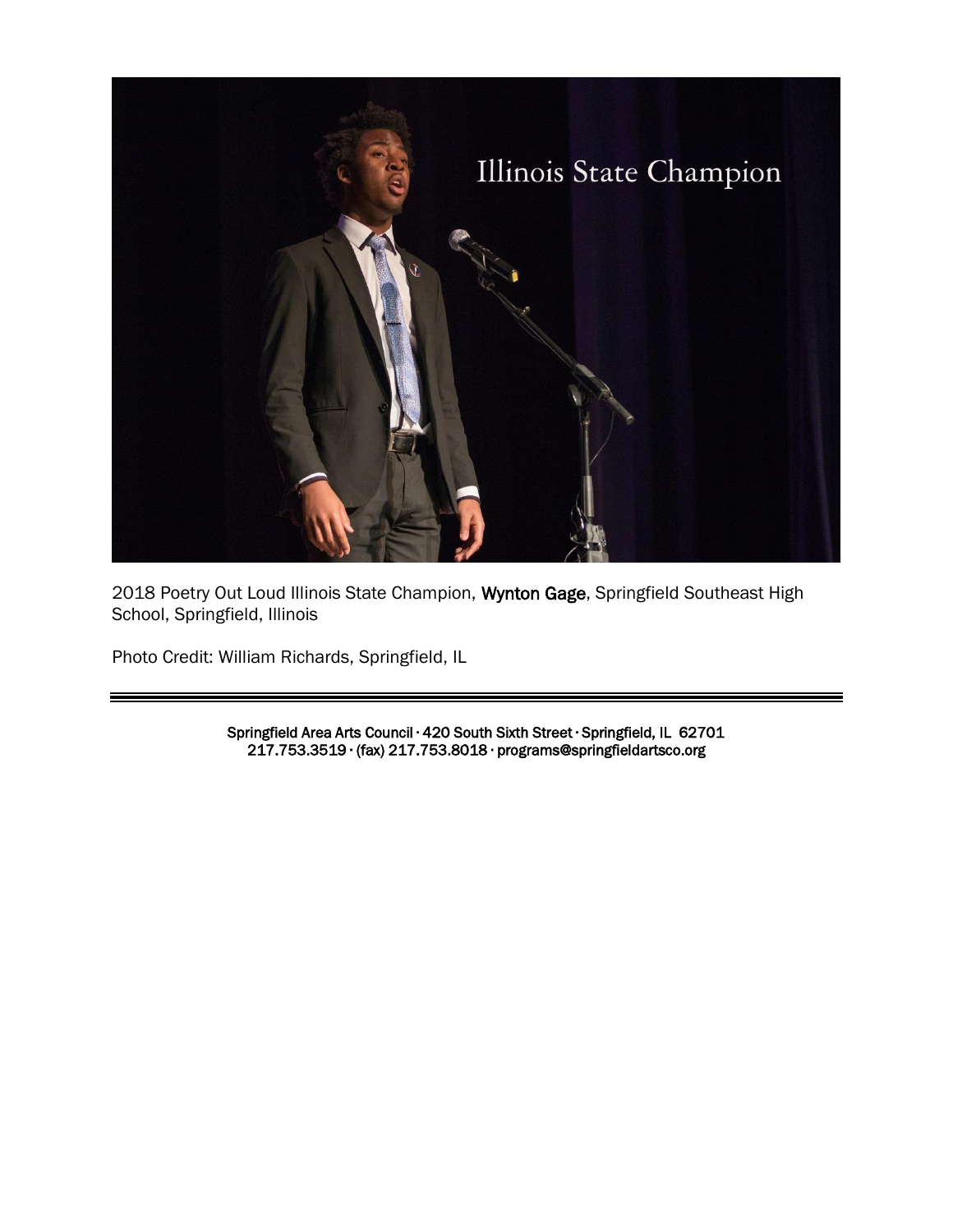2018 Poetry Out Loud Illinois State Champion, Wynton Gage, Springfield Southeast High School, Springfield, Illinois

Photo Credit: William Richards, Springfield, IL

---

Springfield Area Arts Council · 420 South Sixth Street · Springfield, IL 62701
217.753.3519 · (fax) 217.753.8018 · programs@springfieldartsco.org